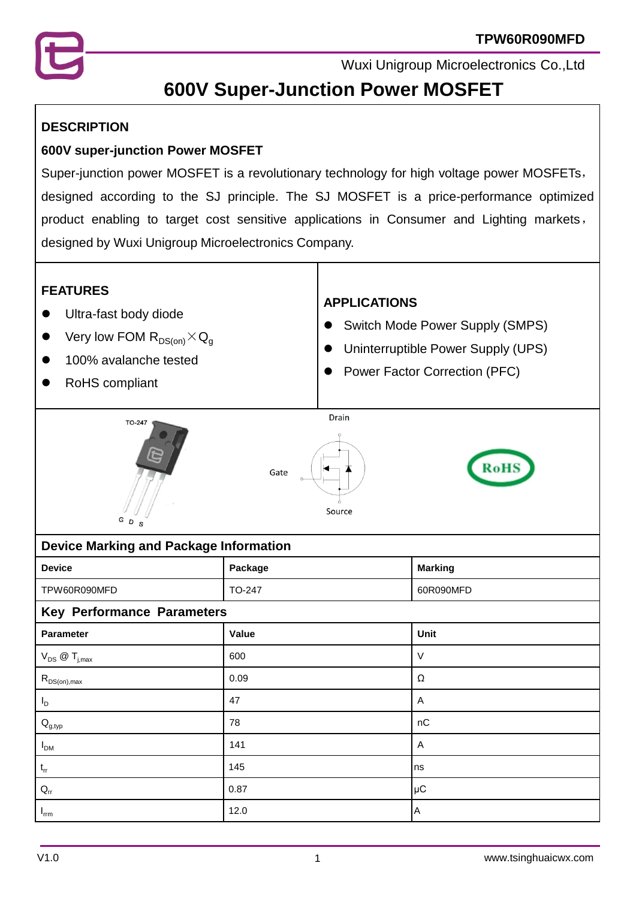# 600V Super-Junction Power MOSFET

Wuxi Unigroup Microelectronics Co.,Ltd

## DESCRIPTION

### 600V super-junction Power MOSFET

Super-junction power MOSFET is a revolutionary technology for high voltage power MOSFETs, designed according to the SJ principle. The SJ MOSFET is a price-performance optimized product enabling to target cost sensitive applications in Consumer and Lighting markets, designed by Wuxi Unigroup Microelectronics Company.

## FEATURES

- Ultra-fast body diode
- Very low FOM $R_{DS(on)} \times Q_g$
- 100% avalanche tested
- RoHS compliant

## APPLICATIONS

- Switch Mode Power Supply (SMPS)
- Uninterruptible Power Supply (UPS)
- Power Factor Correction (PFC)

TO-247

G D S

Drain

Gate

Source

RoHS

## Device Marking and Package Information

| Device | Package | Marking |
|---|---|---|
| TPW60R090MFD | TO-247 | 60R090MFD |

## Key Performance Parameters

| Parameter | Value | Unit |
|---|---|---|
| $V_{DS}$ @ $T_{j,max}$ | 600 | V |
| $R_{DS(on),max}$ | 0.09 | Ω |
| $I_D$ | 47 | A |
| $Q_{g,typ}$ | 78 | nC |
| $I_{DM}$ | 141 | A |
| $t_{rr}$ | 145 | ns |
| $Q_{rr}$ | 0.87 | μC |
| $I_{rrm}$ | 12.0 | A |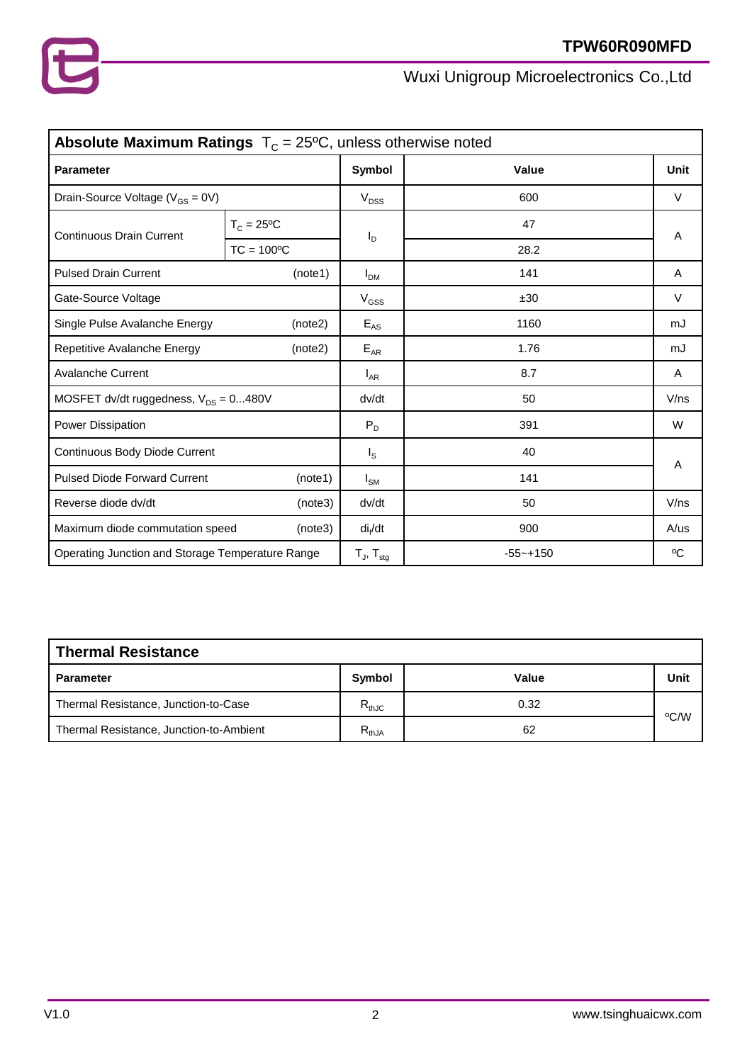## Absolute Maximum Ratings $T_C$ = 25ºC, unless otherwise noted

| Parameter | | Symbol | Value | Unit |
|---|---|---|---|---|
| Drain-Source Voltage ($V_{GS}$ = 0V) | | $V_{DSS}$ | 600 | V |
| Continuous Drain Current | $T_C$ = 25ºC | $I_D$ | 47 | A |
| | TC = 100ºC | | 28.2 | |
| Pulsed Drain Current | (note1) | $I_{DM}$ | 141 | A |
| Gate-Source Voltage | | $V_{GSS}$ | ±30 | V |
| Single Pulse Avalanche Energy | (note2) | $E_{AS}$ | 1160 | mJ |
| Repetitive Avalanche Energy | (note2) | $E_{AR}$ | 1.76 | mJ |
| Avalanche Current | | $I_{AR}$ | 8.7 | A |
| MOSFET dv/dt ruggedness, $V_{DS}$ = 0...480V | | dv/dt | 50 | V/ns |
| Power Dissipation | | $P_D$ | 391 | W |
| Continuous Body Diode Current | | $I_S$ | 40 | A |
| Pulsed Diode Forward Current | (note1) | $I_{SM}$ | 141 | |
| Reverse diode dv/dt | (note3) | dv/dt | 50 | V/ns |
| Maximum diode commutation speed | (note3) | $di_f/dt$ | 900 | A/us |
| Operating Junction and Storage Temperature Range | | $T_J$, $T_{stg}$ | -55~+150 | ºC |

## Thermal Resistance

| Parameter | Symbol | Value | Unit |
|---|---|---|---|
| Thermal Resistance, Junction-to-Case | $R_{thJC}$ | 0.32 | ºC/W |
| Thermal Resistance, Junction-to-Ambient | $R_{thJA}$ | 62 | |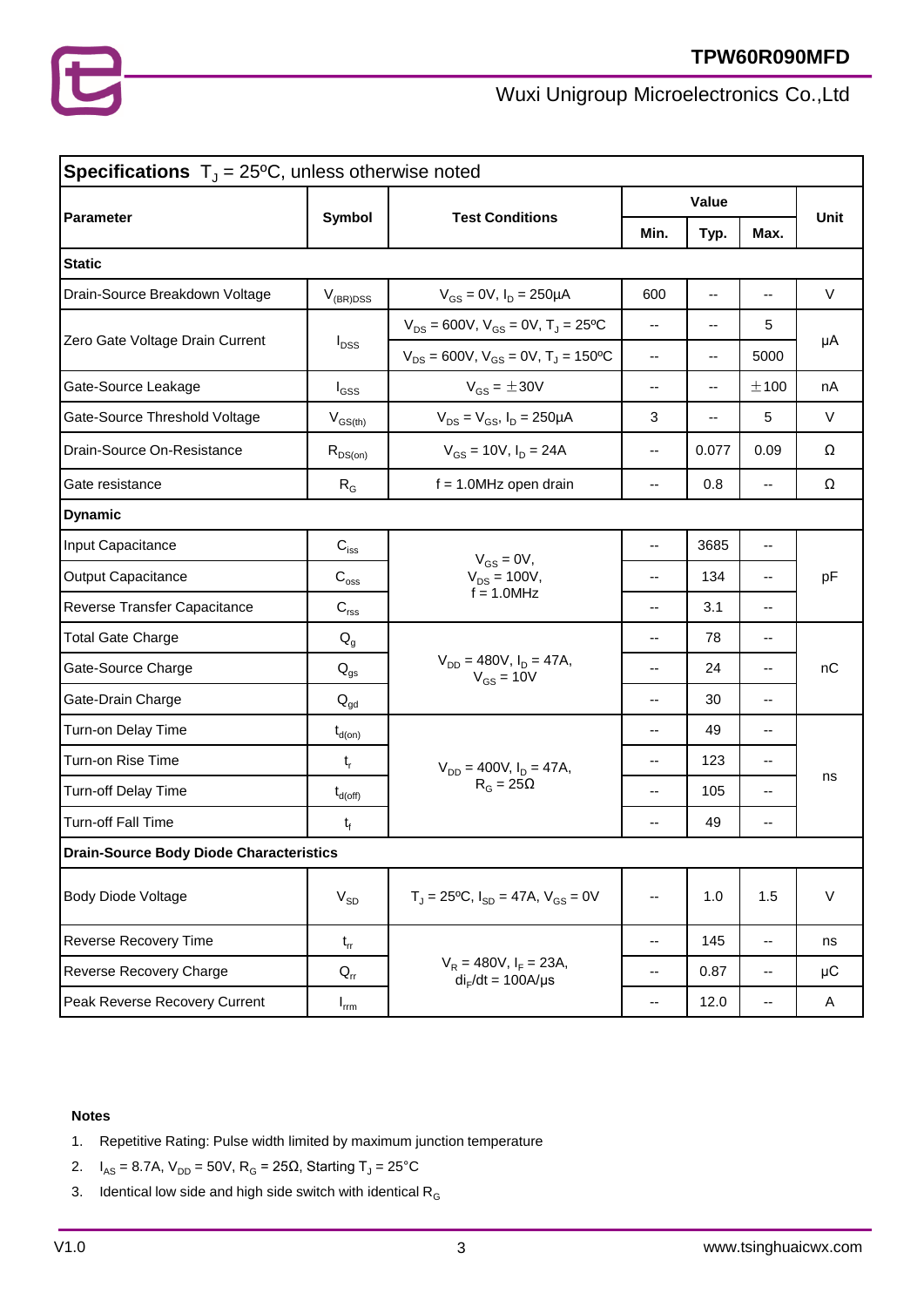## Specifications $T_J$ = 25ºC, unless otherwise noted

| Parameter | Symbol | Test Conditions | Value | | | Unit |
|---|---|---|---|---|---|---|
| | | | Min. | Typ. | Max. | |
| **Static** | | | | | | |
| Drain-Source Breakdown Voltage | $V_{(BR)DSS}$ | $V_{GS}$ = 0V, $I_D$ = 250μA | 600 | -- | -- | V |
| Zero Gate Voltage Drain Current | $I_{DSS}$ | $V_{DS}$ = 600V, $V_{GS}$ = 0V, $T_J$ = 25ºC | -- | -- | 5 | μA |
| | | $V_{DS}$ = 600V, $V_{GS}$ = 0V, $T_J$ = 150ºC | -- | -- | 5000 | |
| Gate-Source Leakage | $I_{GSS}$ | $V_{GS}$ = ±30V | -- | -- | ±100 | nA |
| Gate-Source Threshold Voltage | $V_{GS(th)}$ | $V_{DS}$ = $V_{GS}$, $I_D$ = 250μA | 3 | -- | 5 | V |
| Drain-Source On-Resistance | $R_{DS(on)}$ | $V_{GS}$ = 10V, $I_D$ = 24A | -- | 0.077 | 0.09 | Ω |
| Gate resistance | $R_G$ | f = 1.0MHz open drain | -- | 0.8 | -- | Ω |
| **Dynamic** | | | | | | |
| Input Capacitance | $C_{iss}$ | $V_{GS}$ = 0V, $V_{DS}$ = 100V, f = 1.0MHz | -- | 3685 | -- | pF |
| Output Capacitance | $C_{oss}$ | | -- | 134 | -- | |
| Reverse Transfer Capacitance | $C_{rss}$ | | -- | 3.1 | -- | |
| Total Gate Charge | $Q_g$ | $V_{DD}$ = 480V, $I_D$ = 47A, $V_{GS}$ = 10V | -- | 78 | -- | nC |
| Gate-Source Charge | $Q_{gs}$ | | -- | 24 | -- | |
| Gate-Drain Charge | $Q_{gd}$ | | -- | 30 | -- | |
| Turn-on Delay Time | $t_{d(on)}$ | $V_{DD}$ = 400V, $I_D$ = 47A, $R_G$ = 25Ω | -- | 49 | -- | ns |
| Turn-on Rise Time | $t_r$ | | -- | 123 | -- | |
| Turn-off Delay Time | $t_{d(off)}$ | | -- | 105 | -- | |
| Turn-off Fall Time | $t_f$ | | -- | 49 | -- | |
| **Drain-Source Body Diode Characteristics** | | | | | | |
| Body Diode Voltage | $V_{SD}$ | $T_J$ = 25ºC, $I_{SD}$ = 47A, $V_{GS}$ = 0V | -- | 1.0 | 1.5 | V |
| Reverse Recovery Time | $t_{rr}$ | $V_R$ = 480V, $I_F$ = 23A, $di_F/dt$ = 100A/μs | -- | 145 | -- | ns |
| Reverse Recovery Charge | $Q_{rr}$ | | -- | 0.87 | -- | μC |
| Peak Reverse Recovery Current | $I_{rrm}$ | | -- | 12.0 | -- | A |

**Notes**

1. Repetitive Rating: Pulse width limited by maximum junction temperature
2. $I_{AS}$ = 8.7A, $V_{DD}$ = 50V, $R_G$ = 25Ω, Starting $T_J$ = 25°C
3. Identical low side and high side switch with identical $R_G$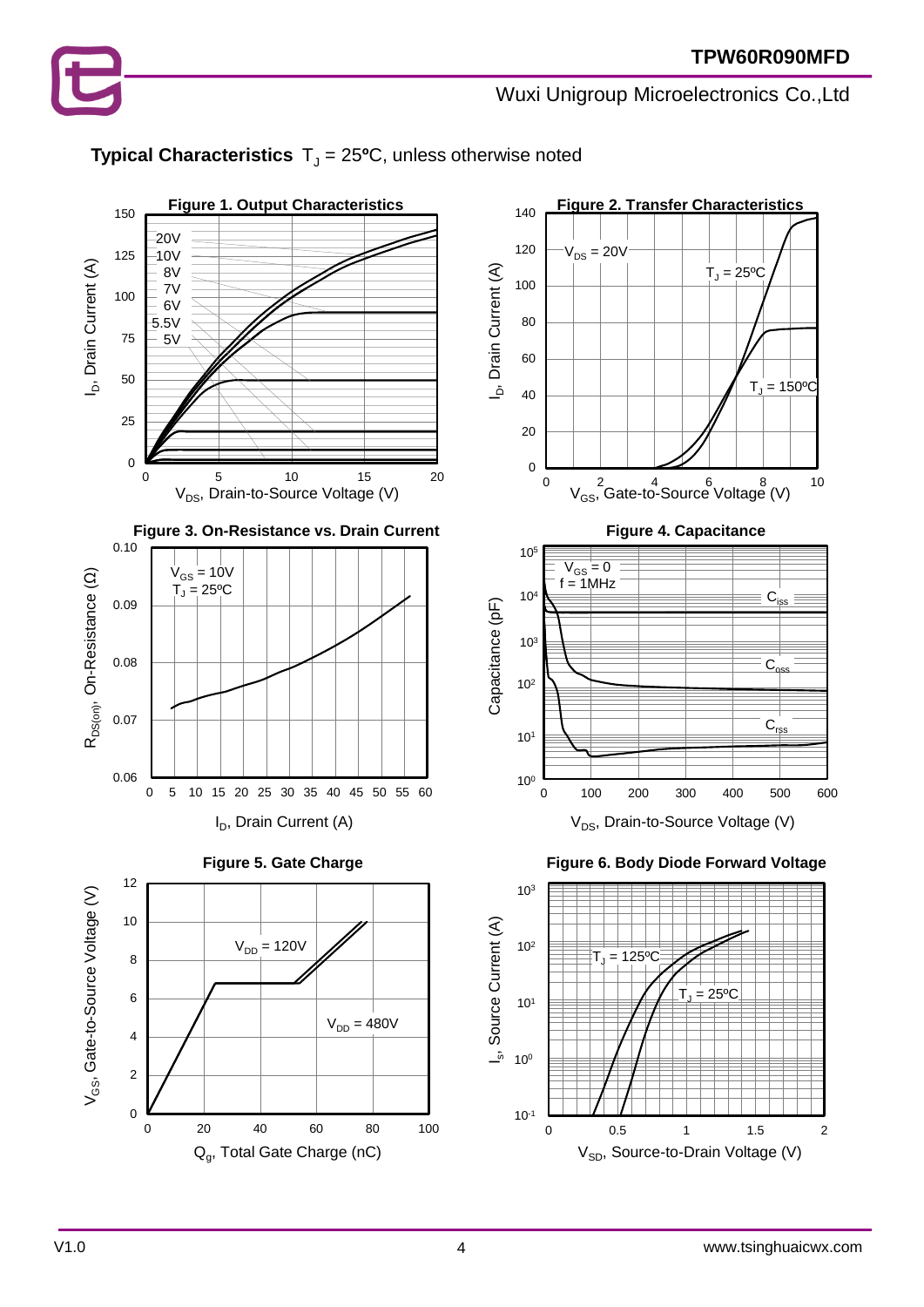## Typical Characteristics $T_J$ = 25ºC, unless otherwise noted

**Figure 1. Output Characteristics**

$V_{GS}$: 20V, 10V, 8V, 7V, 6V, 5.5V, 5V

$I_D$, Drain Current (A) vs. $V_{DS}$, Drain-to-Source Voltage (V)

**Figure 2. Transfer Characteristics**

$V_{DS}$ = 20V; $T_J$ = 25ºC; $T_J$ = 150ºC

$I_D$, Drain Current (A) vs. $V_{GS}$, Gate-to-Source Voltage (V)

**Figure 3. On-Resistance vs. Drain Current**

$V_{GS}$ = 10V; $T_J$ = 25ºC

$R_{DS(on)}$, On-Resistance (Ω) vs. $I_D$, Drain Current (A)

**Figure 4. Capacitance**

$V_{GS}$ = 0; f = 1MHz; $C_{iss}$; $C_{oss}$; $C_{rss}$

Capacitance (pF) vs. $V_{DS}$, Drain-to-Source Voltage (V)

**Figure 5. Gate Charge**

$V_{DD}$ = 120V; $V_{DD}$ = 480V

$V_{GS}$, Gate-to-Source Voltage (V) vs. $Q_g$, Total Gate Charge (nC)

**Figure 6. Body Diode Forward Voltage**

$T_J$ = 125ºC; $T_J$ = 25ºC

$I_S$, Source Current (A) vs. $V_{SD}$, Source-to-Drain Voltage (V)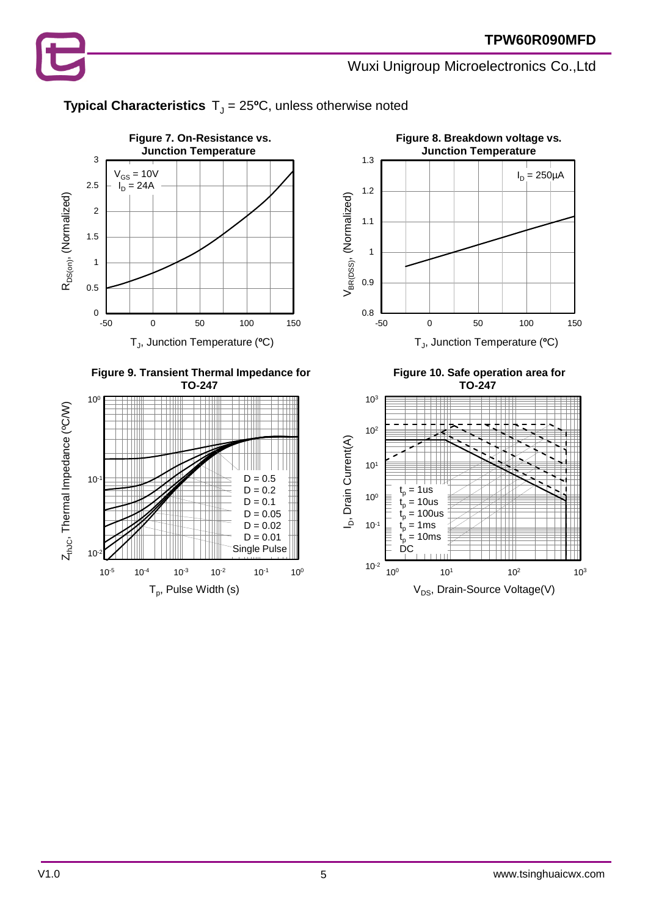**Typical Characteristics** $T_J$ = 25ºC, unless otherwise noted

**Figure 7. On-Resistance vs. Junction Temperature**

$V_{GS}$ = 10V
$I_D$ = 24A

$R_{DS(on)}$, (Normalized)

$T_J$, Junction Temperature (ºC)

**Figure 8. Breakdown voltage vs. Junction Temperature**

$I_D$ = 250µA

$V_{BR(DSS)}$, (Normalized)

$T_J$, Junction Temperature (ºC)

**Figure 9. Transient Thermal Impedance for TO-247**

D = 0.5
D = 0.2
D = 0.1
D = 0.05
D = 0.02
D = 0.01
Single Pulse

$Z_{thJC}$, Thermal Impedance (ºC/W)

$T_p$, Pulse Width (s)

**Figure 10. Safe operation area for TO-247**

$t_p$ = 1us
$t_p$ = 10us
$t_p$ = 100us
$t_p$ = 1ms
$t_p$ = 10ms
DC

$I_D$, Drain Current(A)

$V_{DS}$, Drain-Source Voltage(V)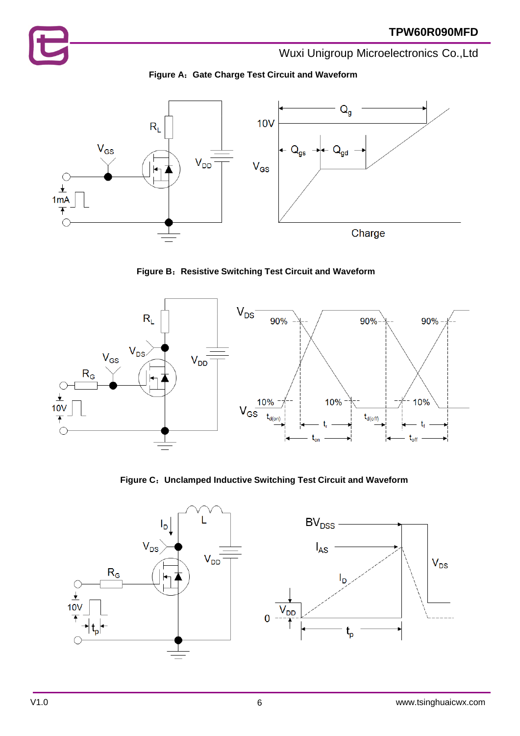**Figure A：Gate Charge Test Circuit and Waveform**

**Figure B：Resistive Switching Test Circuit and Waveform**

**Figure C：Unclamped Inductive Switching Test Circuit and Waveform**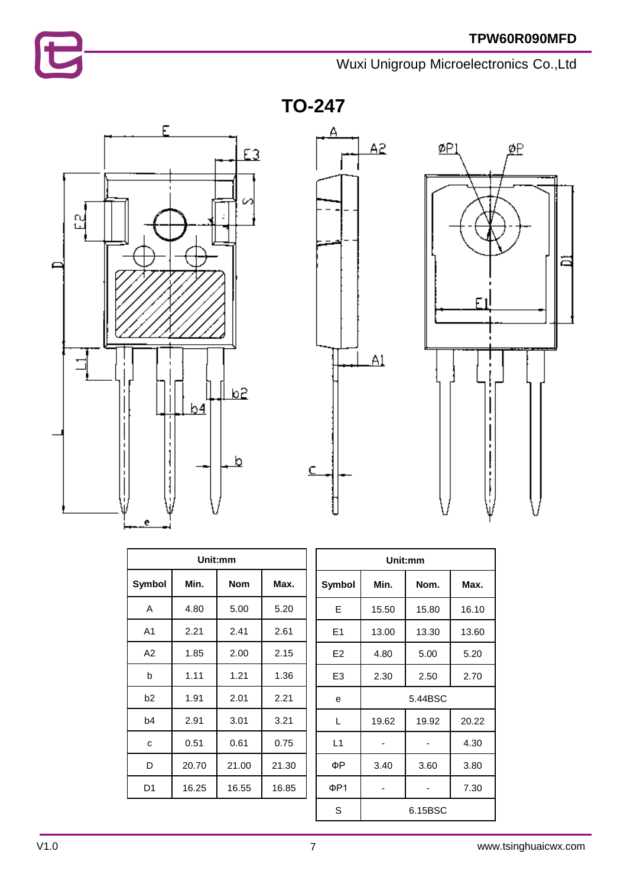## TO-247

| Unit:mm | | | |
|---|---|---|---|
| Symbol | Min. | Nom | Max. |
| A | 4.80 | 5.00 | 5.20 |
| A1 | 2.21 | 2.41 | 2.61 |
| A2 | 1.85 | 2.00 | 2.15 |
| b | 1.11 | 1.21 | 1.36 |
| b2 | 1.91 | 2.01 | 2.21 |
| b4 | 2.91 | 3.01 | 3.21 |
| c | 0.51 | 0.61 | 0.75 |
| D | 20.70 | 21.00 | 21.30 |
| D1 | 16.25 | 16.55 | 16.85 |

| Unit:mm | | | |
|---|---|---|---|
| Symbol | Min. | Nom. | Max. |
| E | 15.50 | 15.80 | 16.10 |
| E1 | 13.00 | 13.30 | 13.60 |
| E2 | 4.80 | 5.00 | 5.20 |
| E3 | 2.30 | 2.50 | 2.70 |
| e | 5.44BSC | | |
| L | 19.62 | 19.92 | 20.22 |
| L1 | - | - | 4.30 |
| ΦP | 3.40 | 3.60 | 3.80 |
| ΦP1 | - | - | 7.30 |
| S | 6.15BSC | | |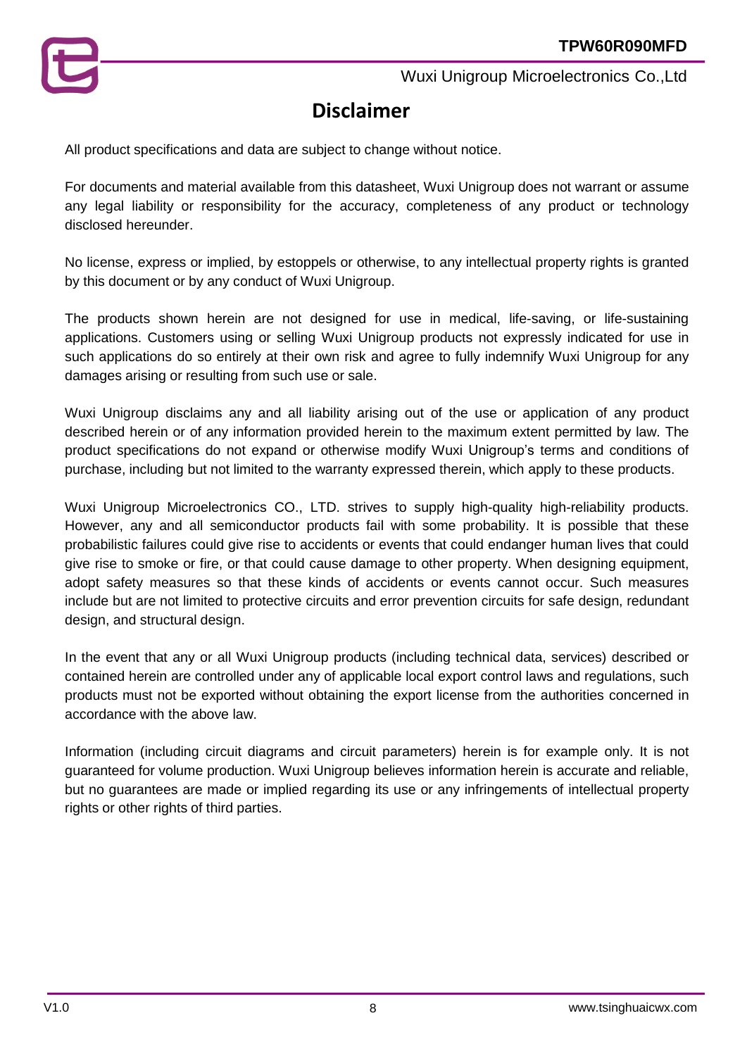# Disclaimer

All product specifications and data are subject to change without notice.

For documents and material available from this datasheet, Wuxi Unigroup does not warrant or assume any legal liability or responsibility for the accuracy, completeness of any product or technology disclosed hereunder.

No license, express or implied, by estoppels or otherwise, to any intellectual property rights is granted by this document or by any conduct of Wuxi Unigroup.

The products shown herein are not designed for use in medical, life-saving, or life-sustaining applications. Customers using or selling Wuxi Unigroup products not expressly indicated for use in such applications do so entirely at their own risk and agree to fully indemnify Wuxi Unigroup for any damages arising or resulting from such use or sale.

Wuxi Unigroup disclaims any and all liability arising out of the use or application of any product described herein or of any information provided herein to the maximum extent permitted by law. The product specifications do not expand or otherwise modify Wuxi Unigroup's terms and conditions of purchase, including but not limited to the warranty expressed therein, which apply to these products.

Wuxi Unigroup Microelectronics CO., LTD. strives to supply high-quality high-reliability products. However, any and all semiconductor products fail with some probability. It is possible that these probabilistic failures could give rise to accidents or events that could endanger human lives that could give rise to smoke or fire, or that could cause damage to other property. When designing equipment, adopt safety measures so that these kinds of accidents or events cannot occur. Such measures include but are not limited to protective circuits and error prevention circuits for safe design, redundant design, and structural design.

In the event that any or all Wuxi Unigroup products (including technical data, services) described or contained herein are controlled under any of applicable local export control laws and regulations, such products must not be exported without obtaining the export license from the authorities concerned in accordance with the above law.

Information (including circuit diagrams and circuit parameters) herein is for example only. It is not guaranteed for volume production. Wuxi Unigroup believes information herein is accurate and reliable, but no guarantees are made or implied regarding its use or any infringements of intellectual property rights or other rights of third parties.